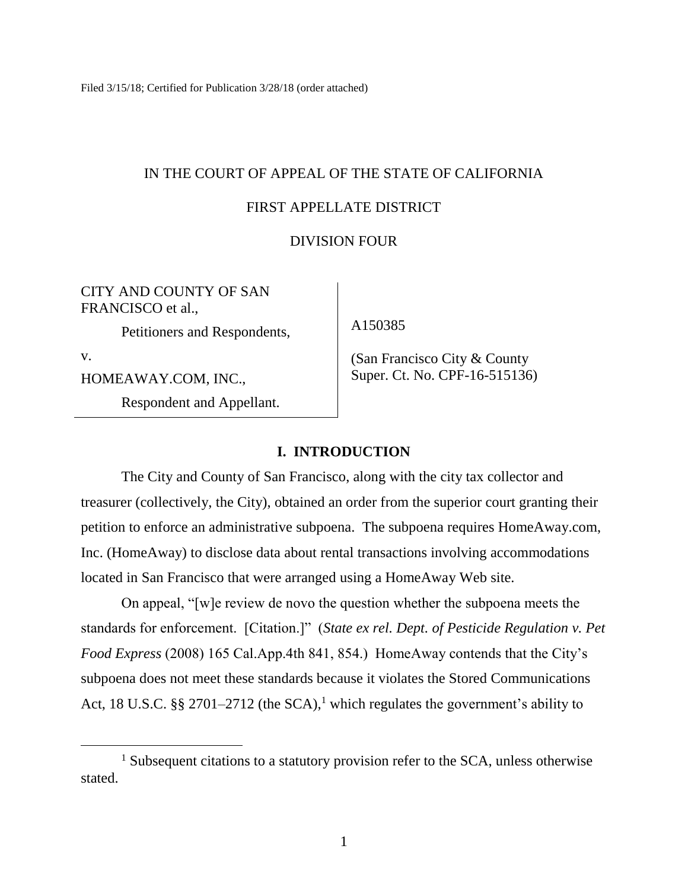Filed 3/15/18; Certified for Publication 3/28/18 (order attached)

IN THE COURT OF APPEAL OF THE STATE OF CALIFORNIA

FIRST APPELLATE DISTRICT

DIVISION FOUR

| | |
|---|---|
| CITY AND COUNTY OF SAN FRANCISCO et al.,<br><br>Petitioners and Respondents,<br><br>v.<br><br>HOMEAWAY.COM, INC.,<br><br>Respondent and Appellant. | A150385<br><br>(San Francisco City & County Super. Ct. No. CPF-16-515136) |

## I. INTRODUCTION

The City and County of San Francisco, along with the city tax collector and treasurer (collectively, the City), obtained an order from the superior court granting their petition to enforce an administrative subpoena. The subpoena requires HomeAway.com, Inc. (HomeAway) to disclose data about rental transactions involving accommodations located in San Francisco that were arranged using a HomeAway Web site.

On appeal, "[w]e review de novo the question whether the subpoena meets the standards for enforcement. [Citation.]" (*State ex rel. Dept. of Pesticide Regulation v. Pet Food Express* (2008) 165 Cal.App.4th 841, 854.) HomeAway contends that the City's subpoena does not meet these standards because it violates the Stored Communications Act, 18 U.S.C. §§ 2701–2712 (the SCA),[1] which regulates the government's ability to

[1] Subsequent citations to a statutory provision refer to the SCA, unless otherwise stated.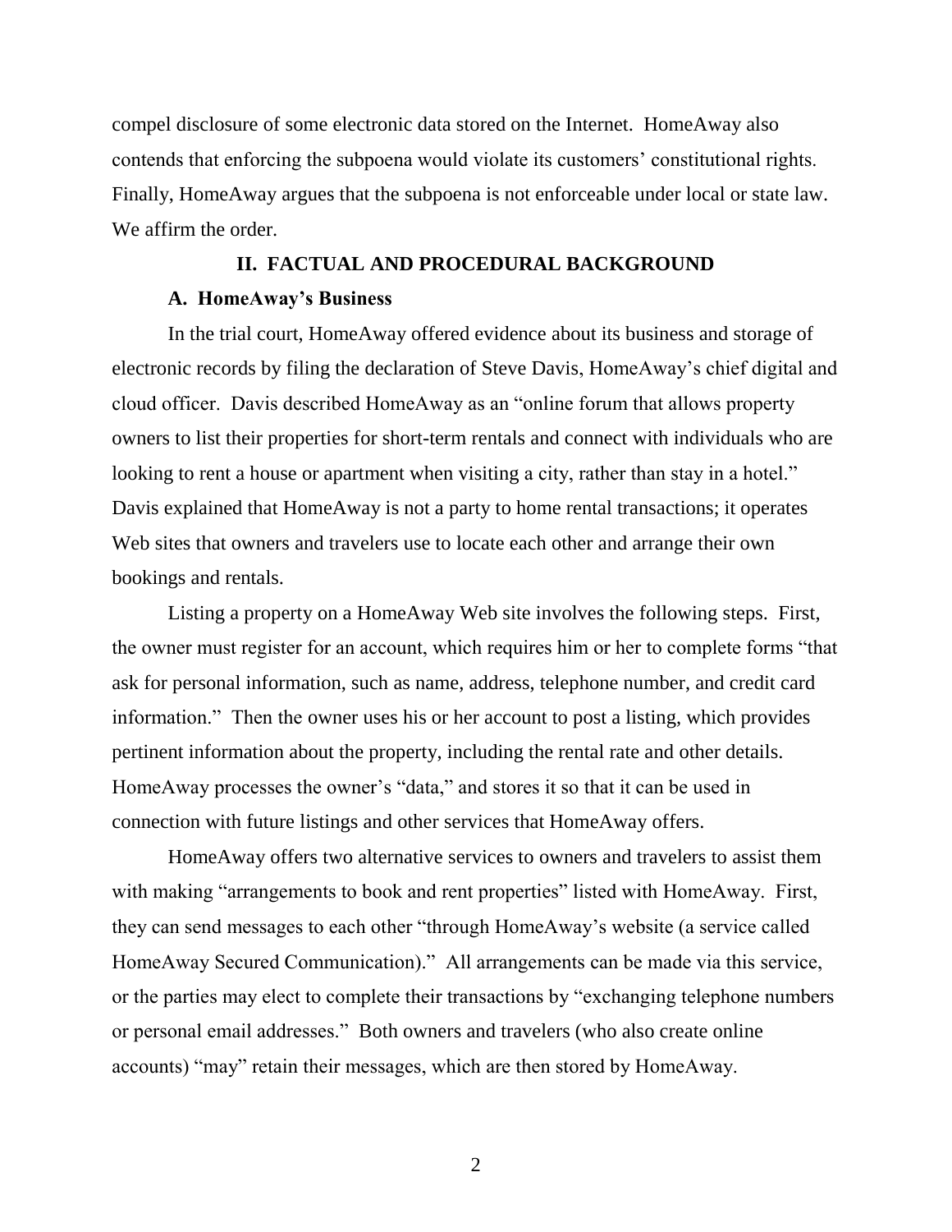compel disclosure of some electronic data stored on the Internet. HomeAway also contends that enforcing the subpoena would violate its customers' constitutional rights. Finally, HomeAway argues that the subpoena is not enforceable under local or state law. We affirm the order.

## II. FACTUAL AND PROCEDURAL BACKGROUND

### A. HomeAway's Business

In the trial court, HomeAway offered evidence about its business and storage of electronic records by filing the declaration of Steve Davis, HomeAway's chief digital and cloud officer. Davis described HomeAway as an "online forum that allows property owners to list their properties for short-term rentals and connect with individuals who are looking to rent a house or apartment when visiting a city, rather than stay in a hotel." Davis explained that HomeAway is not a party to home rental transactions; it operates Web sites that owners and travelers use to locate each other and arrange their own bookings and rentals.

Listing a property on a HomeAway Web site involves the following steps. First, the owner must register for an account, which requires him or her to complete forms "that ask for personal information, such as name, address, telephone number, and credit card information." Then the owner uses his or her account to post a listing, which provides pertinent information about the property, including the rental rate and other details. HomeAway processes the owner's "data," and stores it so that it can be used in connection with future listings and other services that HomeAway offers.

HomeAway offers two alternative services to owners and travelers to assist them with making "arrangements to book and rent properties" listed with HomeAway. First, they can send messages to each other "through HomeAway's website (a service called HomeAway Secured Communication)." All arrangements can be made via this service, or the parties may elect to complete their transactions by "exchanging telephone numbers or personal email addresses." Both owners and travelers (who also create online accounts) "may" retain their messages, which are then stored by HomeAway.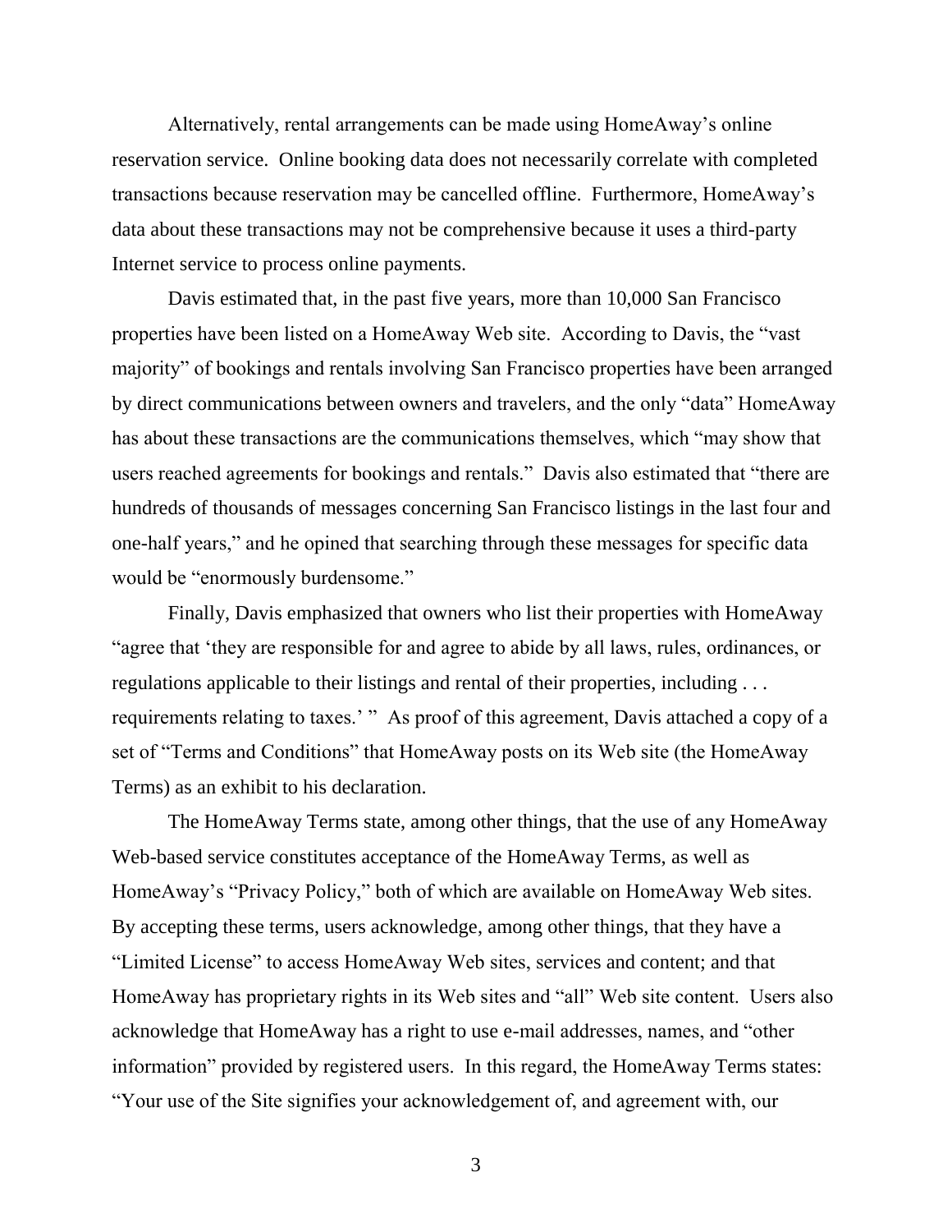Alternatively, rental arrangements can be made using HomeAway's online reservation service. Online booking data does not necessarily correlate with completed transactions because reservation may be cancelled offline. Furthermore, HomeAway's data about these transactions may not be comprehensive because it uses a third-party Internet service to process online payments.

Davis estimated that, in the past five years, more than 10,000 San Francisco properties have been listed on a HomeAway Web site. According to Davis, the "vast majority" of bookings and rentals involving San Francisco properties have been arranged by direct communications between owners and travelers, and the only "data" HomeAway has about these transactions are the communications themselves, which "may show that users reached agreements for bookings and rentals." Davis also estimated that "there are hundreds of thousands of messages concerning San Francisco listings in the last four and one-half years," and he opined that searching through these messages for specific data would be "enormously burdensome."

Finally, Davis emphasized that owners who list their properties with HomeAway "agree that 'they are responsible for and agree to abide by all laws, rules, ordinances, or regulations applicable to their listings and rental of their properties, including . . . requirements relating to taxes.' " As proof of this agreement, Davis attached a copy of a set of "Terms and Conditions" that HomeAway posts on its Web site (the HomeAway Terms) as an exhibit to his declaration.

The HomeAway Terms state, among other things, that the use of any HomeAway Web-based service constitutes acceptance of the HomeAway Terms, as well as HomeAway's "Privacy Policy," both of which are available on HomeAway Web sites. By accepting these terms, users acknowledge, among other things, that they have a "Limited License" to access HomeAway Web sites, services and content; and that HomeAway has proprietary rights in its Web sites and "all" Web site content. Users also acknowledge that HomeAway has a right to use e-mail addresses, names, and "other information" provided by registered users. In this regard, the HomeAway Terms states: "Your use of the Site signifies your acknowledgement of, and agreement with, our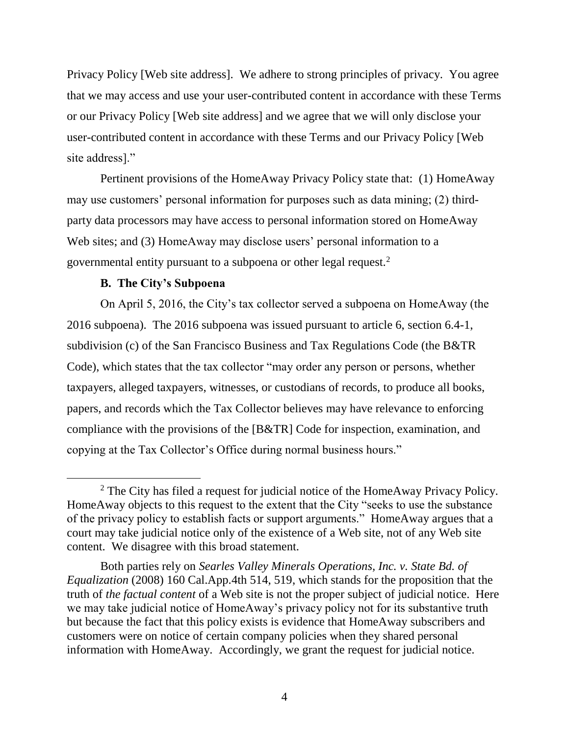Privacy Policy [Web site address]. We adhere to strong principles of privacy. You agree that we may access and use your user-contributed content in accordance with these Terms or our Privacy Policy [Web site address] and we agree that we will only disclose your user-contributed content in accordance with these Terms and our Privacy Policy [Web site address]."

Pertinent provisions of the HomeAway Privacy Policy state that: (1) HomeAway may use customers' personal information for purposes such as data mining; (2) third-party data processors may have access to personal information stored on HomeAway Web sites; and (3) HomeAway may disclose users' personal information to a governmental entity pursuant to a subpoena or other legal request.[2]

**B. The City's Subpoena**

On April 5, 2016, the City's tax collector served a subpoena on HomeAway (the 2016 subpoena). The 2016 subpoena was issued pursuant to article 6, section 6.4-1, subdivision (c) of the San Francisco Business and Tax Regulations Code (the B&TR Code), which states that the tax collector "may order any person or persons, whether taxpayers, alleged taxpayers, witnesses, or custodians of records, to produce all books, papers, and records which the Tax Collector believes may have relevance to enforcing compliance with the provisions of the [B&TR] Code for inspection, examination, and copying at the Tax Collector's Office during normal business hours."

---

[2] The City has filed a request for judicial notice of the HomeAway Privacy Policy. HomeAway objects to this request to the extent that the City "seeks to use the substance of the privacy policy to establish facts or support arguments." HomeAway argues that a court may take judicial notice only of the existence of a Web site, not of any Web site content. We disagree with this broad statement.

Both parties rely on *Searles Valley Minerals Operations, Inc. v. State Bd. of Equalization* (2008) 160 Cal.App.4th 514, 519, which stands for the proposition that the truth of *the factual content* of a Web site is not the proper subject of judicial notice. Here we may take judicial notice of HomeAway's privacy policy not for its substantive truth but because the fact that this policy exists is evidence that HomeAway subscribers and customers were on notice of certain company policies when they shared personal information with HomeAway. Accordingly, we grant the request for judicial notice.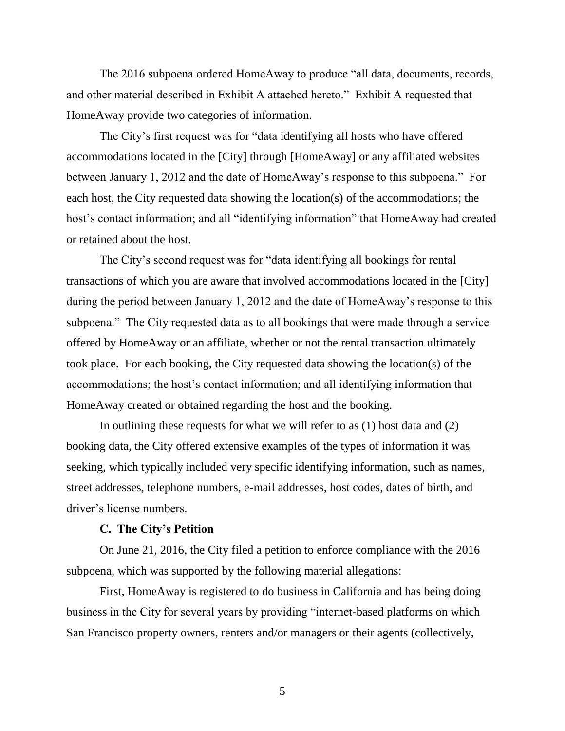The 2016 subpoena ordered HomeAway to produce "all data, documents, records, and other material described in Exhibit A attached hereto." Exhibit A requested that HomeAway provide two categories of information.

The City's first request was for "data identifying all hosts who have offered accommodations located in the [City] through [HomeAway] or any affiliated websites between January 1, 2012 and the date of HomeAway's response to this subpoena." For each host, the City requested data showing the location(s) of the accommodations; the host's contact information; and all "identifying information" that HomeAway had created or retained about the host.

The City's second request was for "data identifying all bookings for rental transactions of which you are aware that involved accommodations located in the [City] during the period between January 1, 2012 and the date of HomeAway's response to this subpoena." The City requested data as to all bookings that were made through a service offered by HomeAway or an affiliate, whether or not the rental transaction ultimately took place. For each booking, the City requested data showing the location(s) of the accommodations; the host's contact information; and all identifying information that HomeAway created or obtained regarding the host and the booking.

In outlining these requests for what we will refer to as (1) host data and (2) booking data, the City offered extensive examples of the types of information it was seeking, which typically included very specific identifying information, such as names, street addresses, telephone numbers, e-mail addresses, host codes, dates of birth, and driver's license numbers.

### C. The City's Petition

On June 21, 2016, the City filed a petition to enforce compliance with the 2016 subpoena, which was supported by the following material allegations:

First, HomeAway is registered to do business in California and has being doing business in the City for several years by providing "internet-based platforms on which San Francisco property owners, renters and/or managers or their agents (collectively,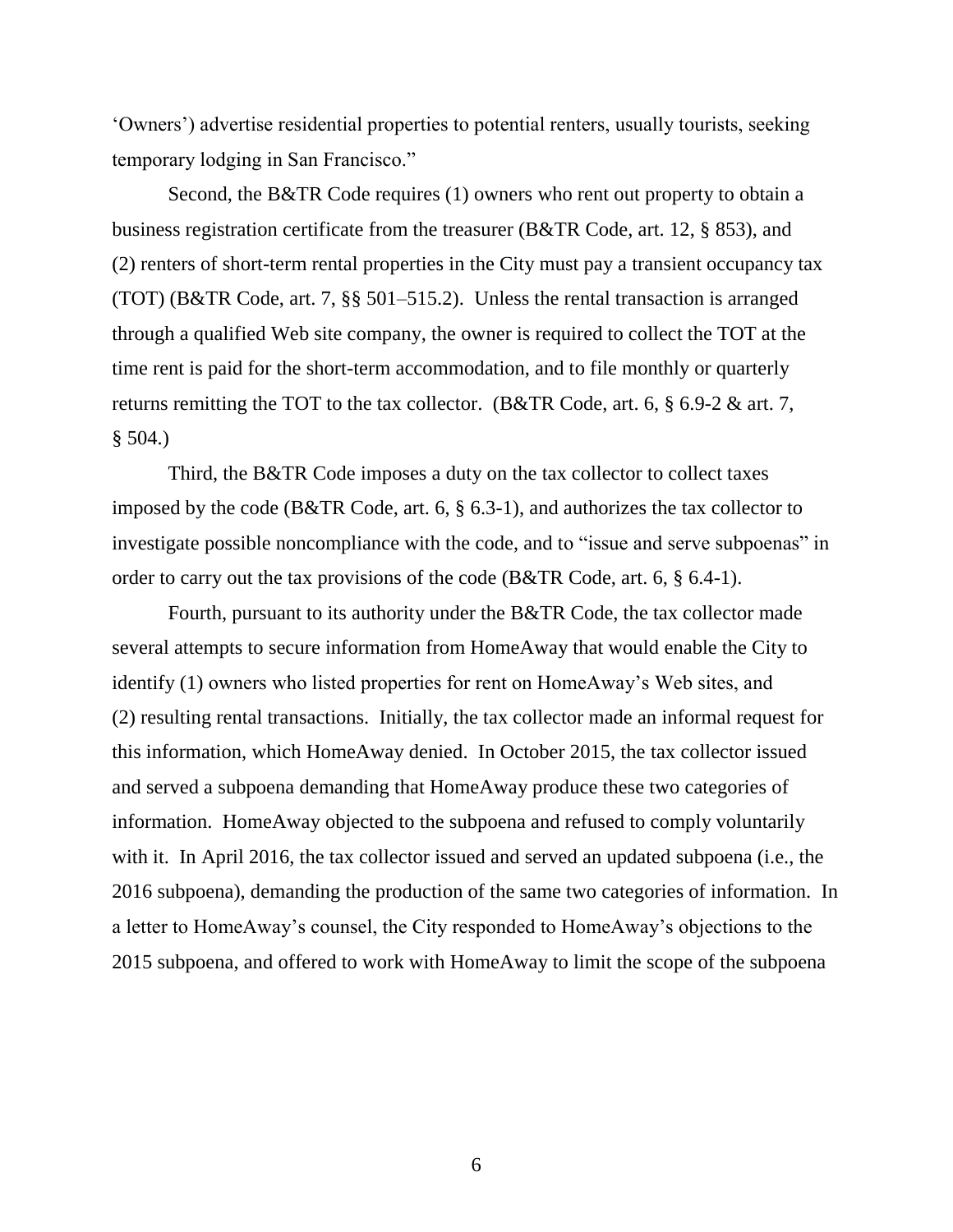'Owners') advertise residential properties to potential renters, usually tourists, seeking temporary lodging in San Francisco."

Second, the B&TR Code requires (1) owners who rent out property to obtain a business registration certificate from the treasurer (B&TR Code, art. 12, § 853), and (2) renters of short-term rental properties in the City must pay a transient occupancy tax (TOT) (B&TR Code, art. 7, §§ 501–515.2). Unless the rental transaction is arranged through a qualified Web site company, the owner is required to collect the TOT at the time rent is paid for the short-term accommodation, and to file monthly or quarterly returns remitting the TOT to the tax collector. (B&TR Code, art. 6, § 6.9-2 & art. 7, § 504.)

Third, the B&TR Code imposes a duty on the tax collector to collect taxes imposed by the code (B&TR Code, art. 6, § 6.3-1), and authorizes the tax collector to investigate possible noncompliance with the code, and to "issue and serve subpoenas" in order to carry out the tax provisions of the code (B&TR Code, art. 6, § 6.4-1).

Fourth, pursuant to its authority under the B&TR Code, the tax collector made several attempts to secure information from HomeAway that would enable the City to identify (1) owners who listed properties for rent on HomeAway's Web sites, and (2) resulting rental transactions. Initially, the tax collector made an informal request for this information, which HomeAway denied. In October 2015, the tax collector issued and served a subpoena demanding that HomeAway produce these two categories of information. HomeAway objected to the subpoena and refused to comply voluntarily with it. In April 2016, the tax collector issued and served an updated subpoena (i.e., the 2016 subpoena), demanding the production of the same two categories of information. In a letter to HomeAway's counsel, the City responded to HomeAway's objections to the 2015 subpoena, and offered to work with HomeAway to limit the scope of the subpoena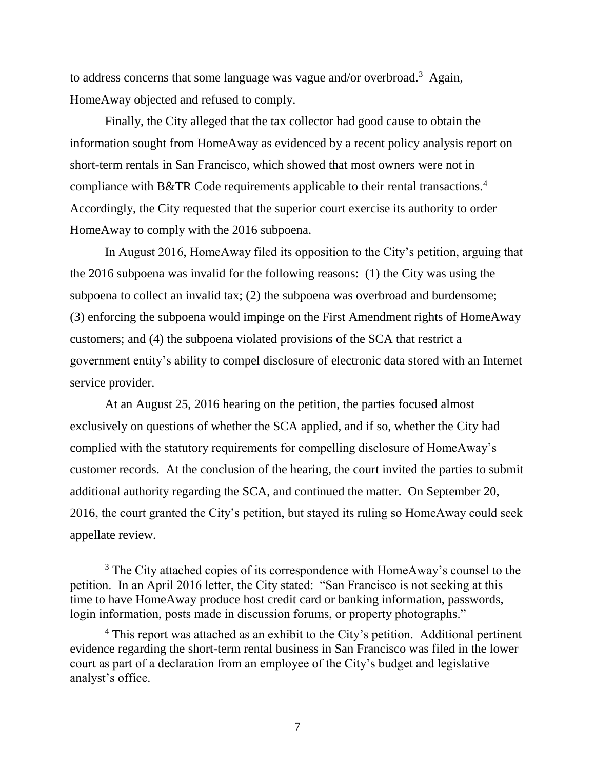to address concerns that some language was vague and/or overbroad.[3] Again, HomeAway objected and refused to comply.

Finally, the City alleged that the tax collector had good cause to obtain the information sought from HomeAway as evidenced by a recent policy analysis report on short-term rentals in San Francisco, which showed that most owners were not in compliance with B&TR Code requirements applicable to their rental transactions.[4] Accordingly, the City requested that the superior court exercise its authority to order HomeAway to comply with the 2016 subpoena.

In August 2016, HomeAway filed its opposition to the City's petition, arguing that the 2016 subpoena was invalid for the following reasons: (1) the City was using the subpoena to collect an invalid tax; (2) the subpoena was overbroad and burdensome; (3) enforcing the subpoena would impinge on the First Amendment rights of HomeAway customers; and (4) the subpoena violated provisions of the SCA that restrict a government entity's ability to compel disclosure of electronic data stored with an Internet service provider.

At an August 25, 2016 hearing on the petition, the parties focused almost exclusively on questions of whether the SCA applied, and if so, whether the City had complied with the statutory requirements for compelling disclosure of HomeAway's customer records. At the conclusion of the hearing, the court invited the parties to submit additional authority regarding the SCA, and continued the matter. On September 20, 2016, the court granted the City's petition, but stayed its ruling so HomeAway could seek appellate review.

---

[3] The City attached copies of its correspondence with HomeAway's counsel to the petition. In an April 2016 letter, the City stated: "San Francisco is not seeking at this time to have HomeAway produce host credit card or banking information, passwords, login information, posts made in discussion forums, or property photographs."

[4] This report was attached as an exhibit to the City's petition. Additional pertinent evidence regarding the short-term rental business in San Francisco was filed in the lower court as part of a declaration from an employee of the City's budget and legislative analyst's office.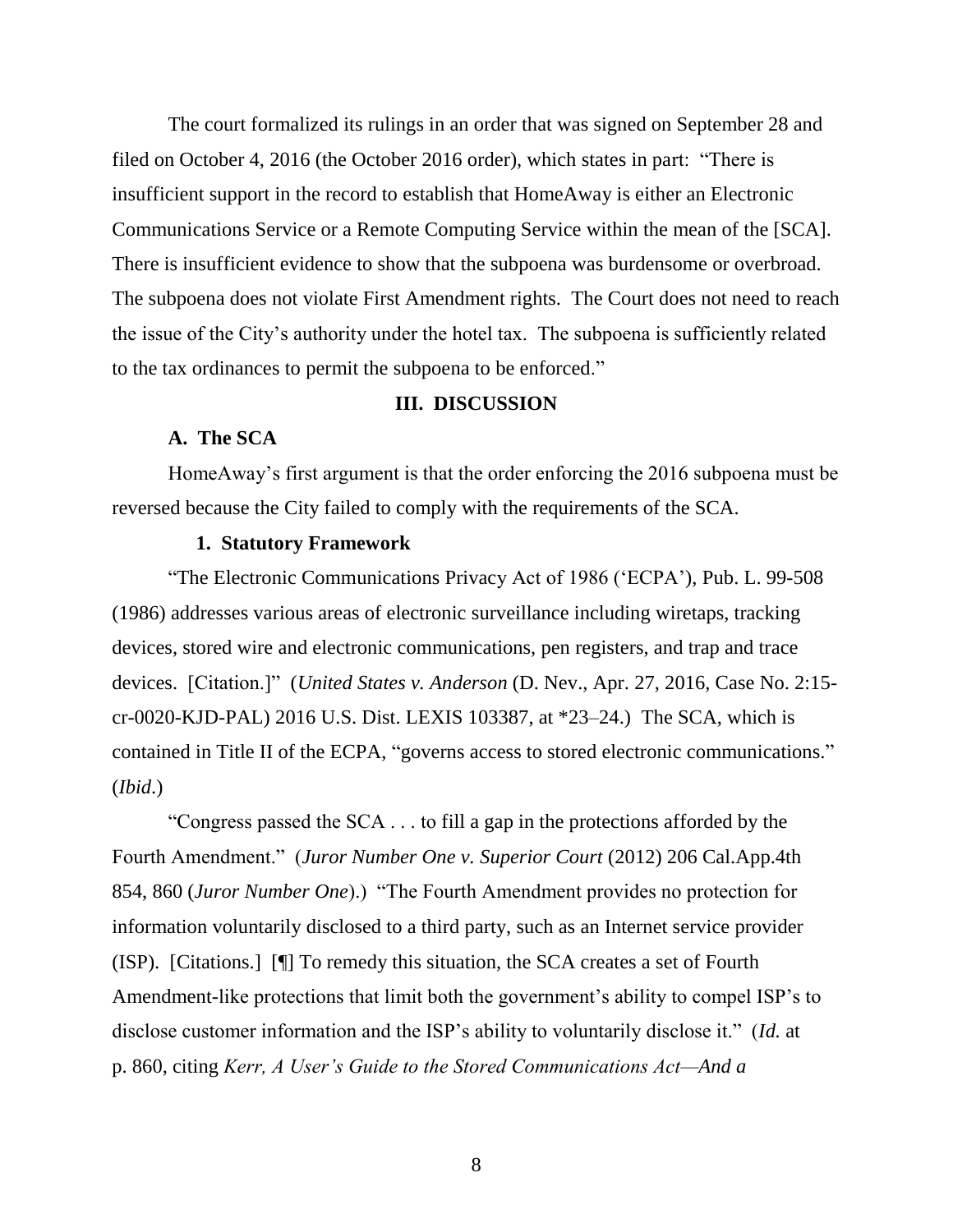The court formalized its rulings in an order that was signed on September 28 and filed on October 4, 2016 (the October 2016 order), which states in part: "There is insufficient support in the record to establish that HomeAway is either an Electronic Communications Service or a Remote Computing Service within the mean of the [SCA]. There is insufficient evidence to show that the subpoena was burdensome or overbroad. The subpoena does not violate First Amendment rights. The Court does not need to reach the issue of the City's authority under the hotel tax. The subpoena is sufficiently related to the tax ordinances to permit the subpoena to be enforced."

## III. DISCUSSION

### A. The SCA

HomeAway's first argument is that the order enforcing the 2016 subpoena must be reversed because the City failed to comply with the requirements of the SCA.

#### 1. Statutory Framework

"The Electronic Communications Privacy Act of 1986 ('ECPA'), Pub. L. 99-508 (1986) addresses various areas of electronic surveillance including wiretaps, tracking devices, stored wire and electronic communications, pen registers, and trap and trace devices. [Citation.]" (*United States v. Anderson* (D. Nev., Apr. 27, 2016, Case No. 2:15-cr-0020-KJD-PAL) 2016 U.S. Dist. LEXIS 103387, at *23–24.) The SCA, which is contained in Title II of the ECPA, "governs access to stored electronic communications." (*Ibid*.)

"Congress passed the SCA . . . to fill a gap in the protections afforded by the Fourth Amendment." (*Juror Number One v. Superior Court* (2012) 206 Cal.App.4th 854, 860 (*Juror Number One*).) "The Fourth Amendment provides no protection for information voluntarily disclosed to a third party, such as an Internet service provider (ISP). [Citations.] [¶] To remedy this situation, the SCA creates a set of Fourth Amendment-like protections that limit both the government's ability to compel ISP's to disclose customer information and the ISP's ability to voluntarily disclose it." (*Id.* at p. 860, citing *Kerr, A User's Guide to the Stored Communications Act—And a*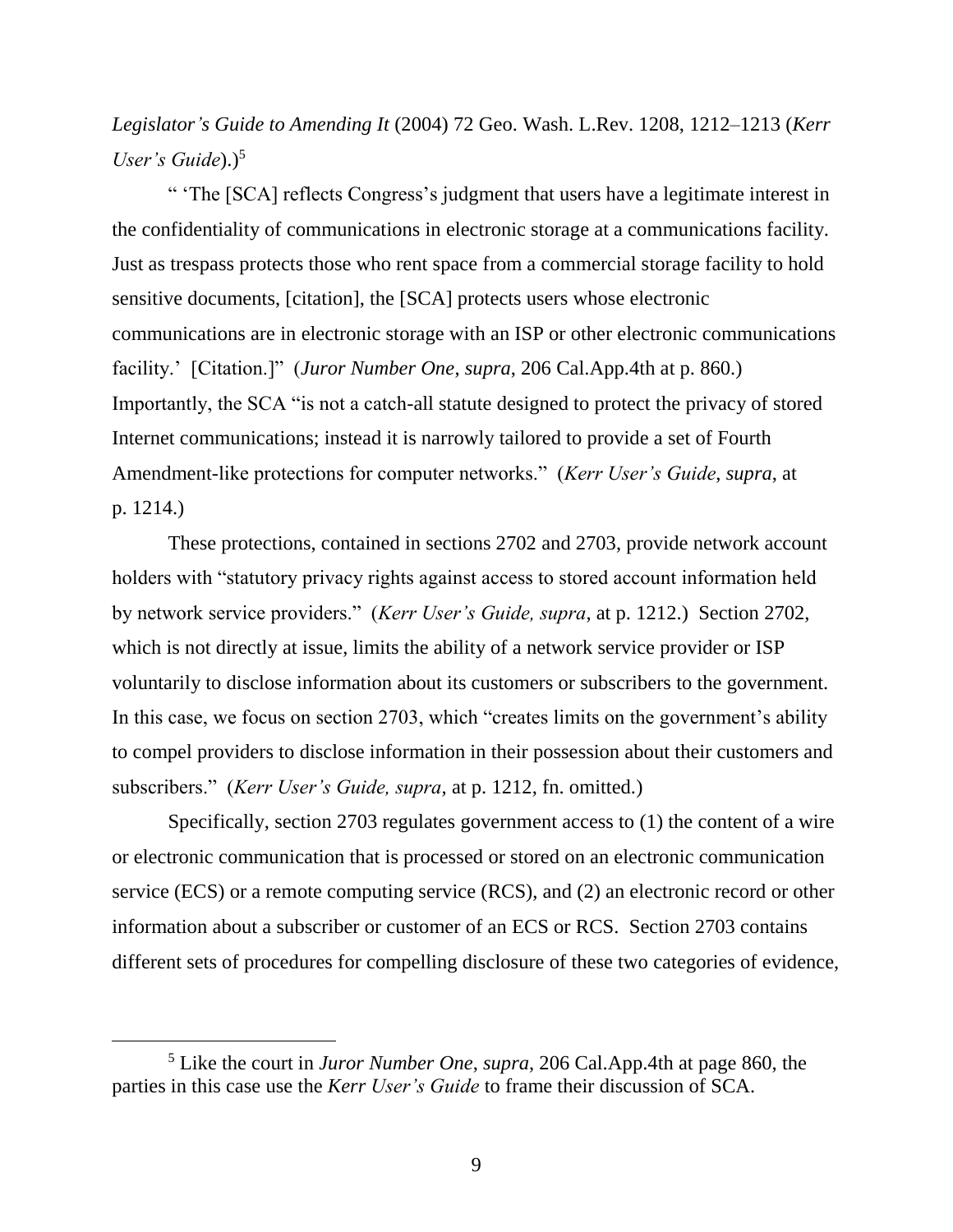*Legislator's Guide to Amending It* (2004) 72 Geo. Wash. L.Rev. 1208, 1212–1213 (*Kerr User's Guide*).)[5]

" 'The [SCA] reflects Congress's judgment that users have a legitimate interest in the confidentiality of communications in electronic storage at a communications facility. Just as trespass protects those who rent space from a commercial storage facility to hold sensitive documents, [citation], the [SCA] protects users whose electronic communications are in electronic storage with an ISP or other electronic communications facility.' [Citation.]" (*Juror Number One*, *supra*, 206 Cal.App.4th at p. 860.) Importantly, the SCA "is not a catch-all statute designed to protect the privacy of stored Internet communications; instead it is narrowly tailored to provide a set of Fourth Amendment-like protections for computer networks." (*Kerr User's Guide*, *supra*, at p. 1214.)

These protections, contained in sections 2702 and 2703, provide network account holders with "statutory privacy rights against access to stored account information held by network service providers." (*Kerr User's Guide, supra*, at p. 1212.) Section 2702, which is not directly at issue, limits the ability of a network service provider or ISP voluntarily to disclose information about its customers or subscribers to the government. In this case, we focus on section 2703, which "creates limits on the government's ability to compel providers to disclose information in their possession about their customers and subscribers." (*Kerr User's Guide, supra*, at p. 1212, fn. omitted.)

Specifically, section 2703 regulates government access to (1) the content of a wire or electronic communication that is processed or stored on an electronic communication service (ECS) or a remote computing service (RCS), and (2) an electronic record or other information about a subscriber or customer of an ECS or RCS. Section 2703 contains different sets of procedures for compelling disclosure of these two categories of evidence,

[5] Like the court in *Juror Number One*, *supra*, 206 Cal.App.4th at page 860, the parties in this case use the *Kerr User's Guide* to frame their discussion of SCA.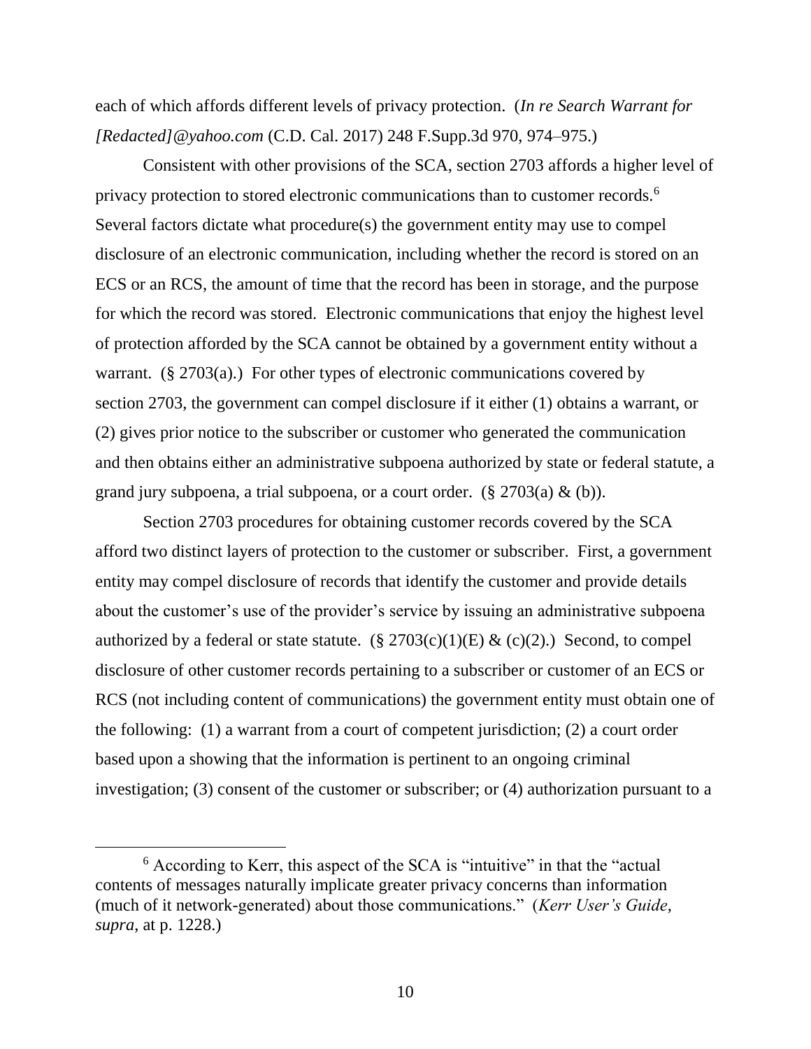each of which affords different levels of privacy protection. (*In re Search Warrant for [Redacted]@yahoo.com* (C.D. Cal. 2017) 248 F.Supp.3d 970, 974–975.)

Consistent with other provisions of the SCA, section 2703 affords a higher level of privacy protection to stored electronic communications than to customer records.[6] Several factors dictate what procedure(s) the government entity may use to compel disclosure of an electronic communication, including whether the record is stored on an ECS or an RCS, the amount of time that the record has been in storage, and the purpose for which the record was stored. Electronic communications that enjoy the highest level of protection afforded by the SCA cannot be obtained by a government entity without a warrant. (§ 2703(a).) For other types of electronic communications covered by section 2703, the government can compel disclosure if it either (1) obtains a warrant, or (2) gives prior notice to the subscriber or customer who generated the communication and then obtains either an administrative subpoena authorized by state or federal statute, a grand jury subpoena, a trial subpoena, or a court order. (§ 2703(a) & (b)).

Section 2703 procedures for obtaining customer records covered by the SCA afford two distinct layers of protection to the customer or subscriber. First, a government entity may compel disclosure of records that identify the customer and provide details about the customer's use of the provider's service by issuing an administrative subpoena authorized by a federal or state statute. (§ 2703(c)(1)(E) & (c)(2).) Second, to compel disclosure of other customer records pertaining to a subscriber or customer of an ECS or RCS (not including content of communications) the government entity must obtain one of the following: (1) a warrant from a court of competent jurisdiction; (2) a court order based upon a showing that the information is pertinent to an ongoing criminal investigation; (3) consent of the customer or subscriber; or (4) authorization pursuant to a

---

[6] According to Kerr, this aspect of the SCA is "intuitive" in that the "actual contents of messages naturally implicate greater privacy concerns than information (much of it network-generated) about those communications." (*Kerr User's Guide*, *supra*, at p. 1228.)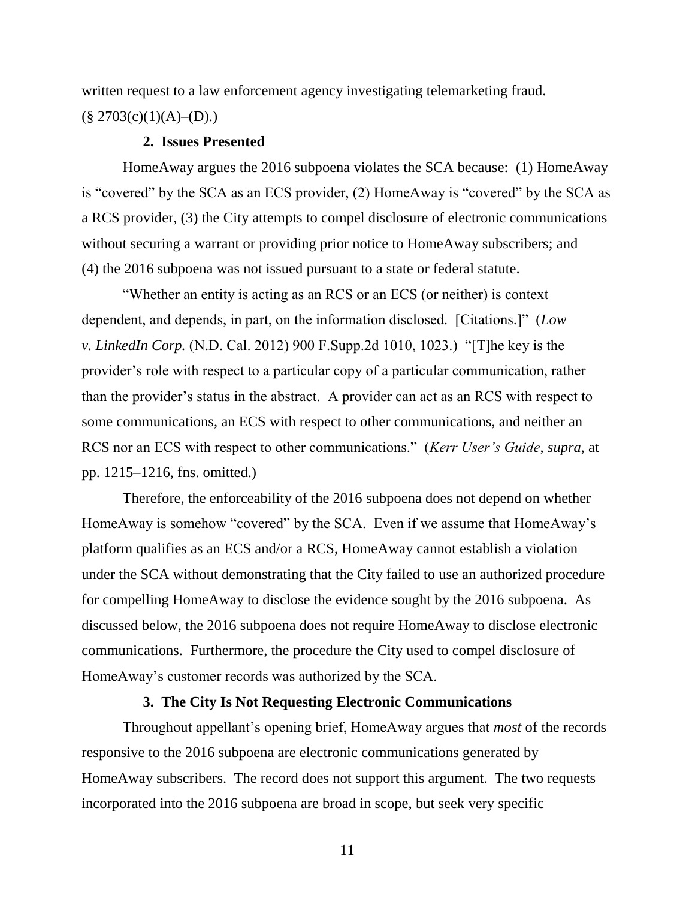written request to a law enforcement agency investigating telemarketing fraud. (§ 2703(c)(1)(A)–(D).)

### 2. Issues Presented

HomeAway argues the 2016 subpoena violates the SCA because: (1) HomeAway is "covered" by the SCA as an ECS provider, (2) HomeAway is "covered" by the SCA as a RCS provider, (3) the City attempts to compel disclosure of electronic communications without securing a warrant or providing prior notice to HomeAway subscribers; and (4) the 2016 subpoena was not issued pursuant to a state or federal statute.

"Whether an entity is acting as an RCS or an ECS (or neither) is context dependent, and depends, in part, on the information disclosed. [Citations.]" (*Low v. LinkedIn Corp.* (N.D. Cal. 2012) 900 F.Supp.2d 1010, 1023.) "[T]he key is the provider's role with respect to a particular copy of a particular communication, rather than the provider's status in the abstract. A provider can act as an RCS with respect to some communications, an ECS with respect to other communications, and neither an RCS nor an ECS with respect to other communications." (*Kerr User's Guide*, *supra*, at pp. 1215–1216, fns. omitted.)

Therefore, the enforceability of the 2016 subpoena does not depend on whether HomeAway is somehow "covered" by the SCA. Even if we assume that HomeAway's platform qualifies as an ECS and/or a RCS, HomeAway cannot establish a violation under the SCA without demonstrating that the City failed to use an authorized procedure for compelling HomeAway to disclose the evidence sought by the 2016 subpoena. As discussed below, the 2016 subpoena does not require HomeAway to disclose electronic communications. Furthermore, the procedure the City used to compel disclosure of HomeAway's customer records was authorized by the SCA.

### 3. The City Is Not Requesting Electronic Communications

Throughout appellant's opening brief, HomeAway argues that *most* of the records responsive to the 2016 subpoena are electronic communications generated by HomeAway subscribers. The record does not support this argument. The two requests incorporated into the 2016 subpoena are broad in scope, but seek very specific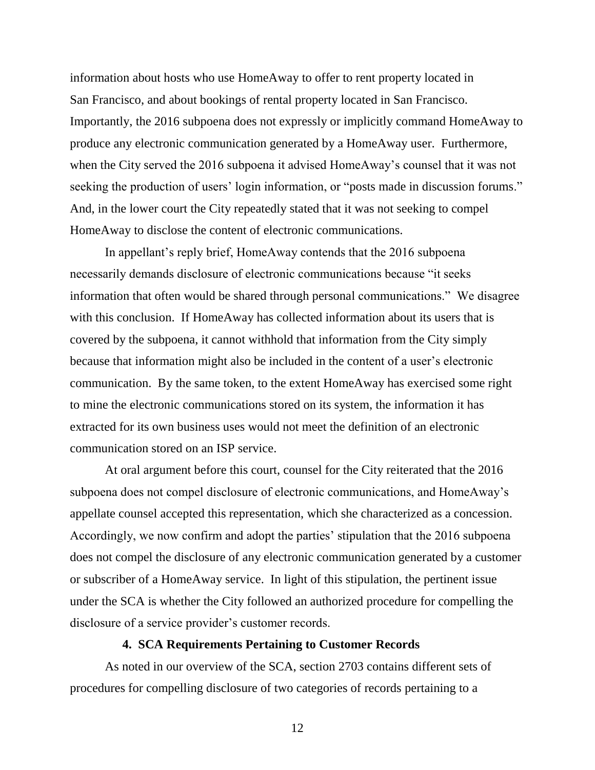information about hosts who use HomeAway to offer to rent property located in San Francisco, and about bookings of rental property located in San Francisco. Importantly, the 2016 subpoena does not expressly or implicitly command HomeAway to produce any electronic communication generated by a HomeAway user. Furthermore, when the City served the 2016 subpoena it advised HomeAway's counsel that it was not seeking the production of users' login information, or "posts made in discussion forums." And, in the lower court the City repeatedly stated that it was not seeking to compel HomeAway to disclose the content of electronic communications.

In appellant's reply brief, HomeAway contends that the 2016 subpoena necessarily demands disclosure of electronic communications because "it seeks information that often would be shared through personal communications." We disagree with this conclusion. If HomeAway has collected information about its users that is covered by the subpoena, it cannot withhold that information from the City simply because that information might also be included in the content of a user's electronic communication. By the same token, to the extent HomeAway has exercised some right to mine the electronic communications stored on its system, the information it has extracted for its own business uses would not meet the definition of an electronic communication stored on an ISP service.

At oral argument before this court, counsel for the City reiterated that the 2016 subpoena does not compel disclosure of electronic communications, and HomeAway's appellate counsel accepted this representation, which she characterized as a concession. Accordingly, we now confirm and adopt the parties' stipulation that the 2016 subpoena does not compel the disclosure of any electronic communication generated by a customer or subscriber of a HomeAway service. In light of this stipulation, the pertinent issue under the SCA is whether the City followed an authorized procedure for compelling the disclosure of a service provider's customer records.

**4. SCA Requirements Pertaining to Customer Records**

As noted in our overview of the SCA, section 2703 contains different sets of procedures for compelling disclosure of two categories of records pertaining to a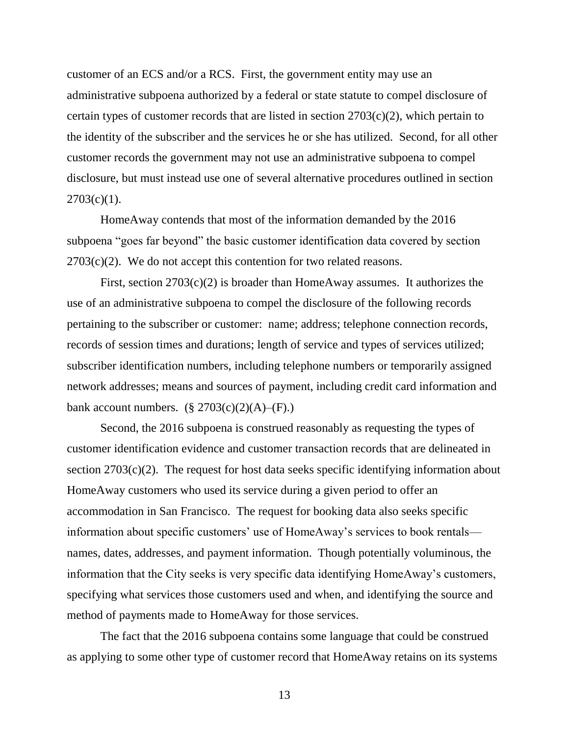customer of an ECS and/or a RCS. First, the government entity may use an administrative subpoena authorized by a federal or state statute to compel disclosure of certain types of customer records that are listed in section 2703(c)(2), which pertain to the identity of the subscriber and the services he or she has utilized. Second, for all other customer records the government may not use an administrative subpoena to compel disclosure, but must instead use one of several alternative procedures outlined in section 2703(c)(1).

HomeAway contends that most of the information demanded by the 2016 subpoena "goes far beyond" the basic customer identification data covered by section 2703(c)(2). We do not accept this contention for two related reasons.

First, section 2703(c)(2) is broader than HomeAway assumes. It authorizes the use of an administrative subpoena to compel the disclosure of the following records pertaining to the subscriber or customer: name; address; telephone connection records, records of session times and durations; length of service and types of services utilized; subscriber identification numbers, including telephone numbers or temporarily assigned network addresses; means and sources of payment, including credit card information and bank account numbers. (§ 2703(c)(2)(A)–(F).)

Second, the 2016 subpoena is construed reasonably as requesting the types of customer identification evidence and customer transaction records that are delineated in section 2703(c)(2). The request for host data seeks specific identifying information about HomeAway customers who used its service during a given period to offer an accommodation in San Francisco. The request for booking data also seeks specific information about specific customers' use of HomeAway's services to book rentals—names, dates, addresses, and payment information. Though potentially voluminous, the information that the City seeks is very specific data identifying HomeAway's customers, specifying what services those customers used and when, and identifying the source and method of payments made to HomeAway for those services.

The fact that the 2016 subpoena contains some language that could be construed as applying to some other type of customer record that HomeAway retains on its systems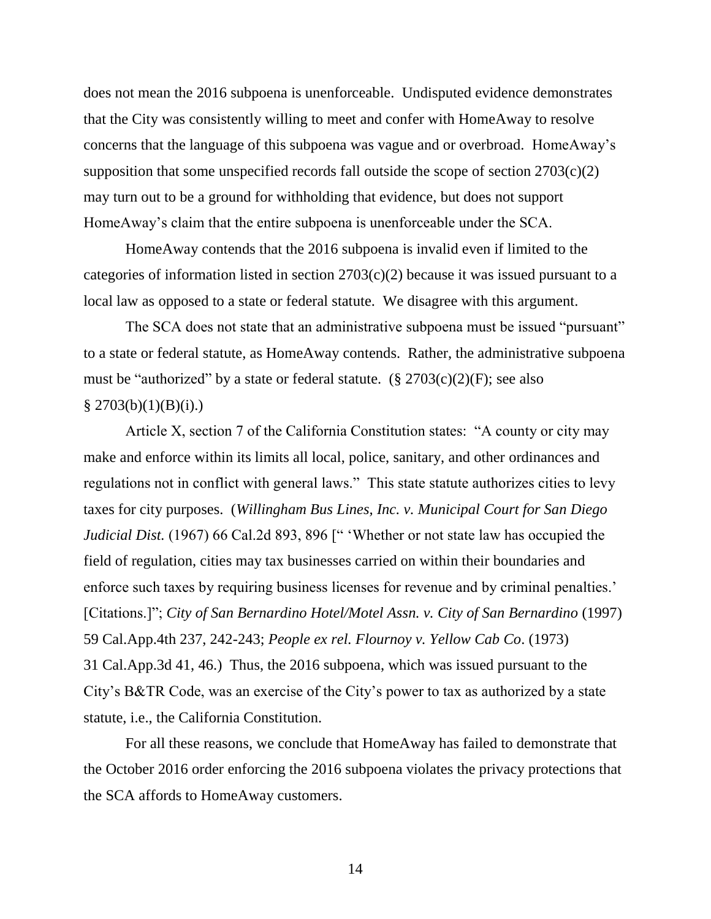does not mean the 2016 subpoena is unenforceable. Undisputed evidence demonstrates that the City was consistently willing to meet and confer with HomeAway to resolve concerns that the language of this subpoena was vague and or overbroad. HomeAway's supposition that some unspecified records fall outside the scope of section 2703(c)(2) may turn out to be a ground for withholding that evidence, but does not support HomeAway's claim that the entire subpoena is unenforceable under the SCA.

HomeAway contends that the 2016 subpoena is invalid even if limited to the categories of information listed in section 2703(c)(2) because it was issued pursuant to a local law as opposed to a state or federal statute. We disagree with this argument.

The SCA does not state that an administrative subpoena must be issued "pursuant" to a state or federal statute, as HomeAway contends. Rather, the administrative subpoena must be "authorized" by a state or federal statute. (§ 2703(c)(2)(F); see also § 2703(b)(1)(B)(i).)

Article X, section 7 of the California Constitution states: "A county or city may make and enforce within its limits all local, police, sanitary, and other ordinances and regulations not in conflict with general laws." This state statute authorizes cities to levy taxes for city purposes. (*Willingham Bus Lines, Inc. v. Municipal Court for San Diego Judicial Dist.* (1967) 66 Cal.2d 893, 896 [" 'Whether or not state law has occupied the field of regulation, cities may tax businesses carried on within their boundaries and enforce such taxes by requiring business licenses for revenue and by criminal penalties.' [Citations.]"; *City of San Bernardino Hotel/Motel Assn. v. City of San Bernardino* (1997) 59 Cal.App.4th 237, 242-243; *People ex rel. Flournoy v. Yellow Cab Co*. (1973) 31 Cal.App.3d 41, 46.) Thus, the 2016 subpoena, which was issued pursuant to the City's B&TR Code, was an exercise of the City's power to tax as authorized by a state statute, i.e., the California Constitution.

For all these reasons, we conclude that HomeAway has failed to demonstrate that the October 2016 order enforcing the 2016 subpoena violates the privacy protections that the SCA affords to HomeAway customers.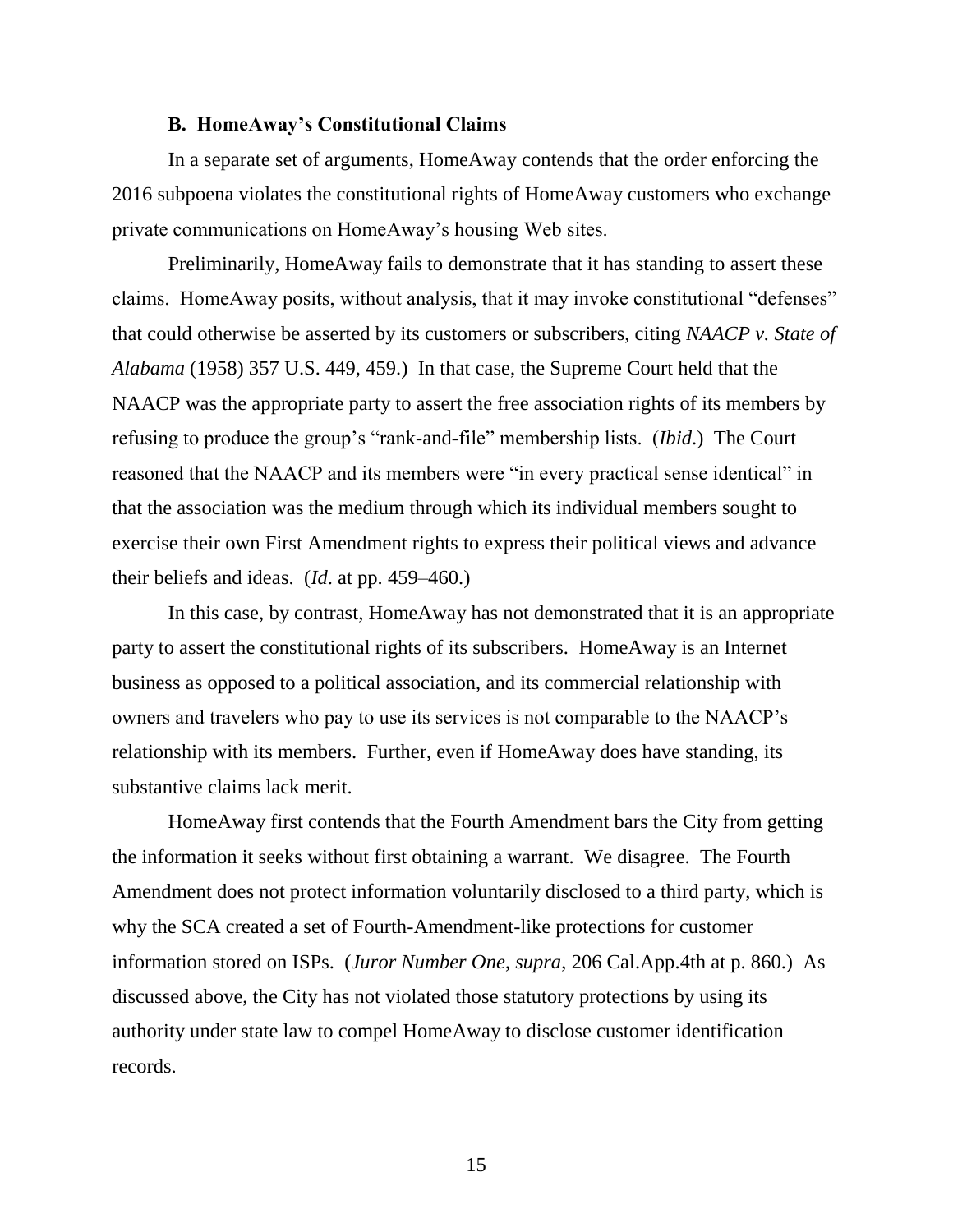### B. HomeAway's Constitutional Claims

In a separate set of arguments, HomeAway contends that the order enforcing the 2016 subpoena violates the constitutional rights of HomeAway customers who exchange private communications on HomeAway's housing Web sites.

Preliminarily, HomeAway fails to demonstrate that it has standing to assert these claims. HomeAway posits, without analysis, that it may invoke constitutional "defenses" that could otherwise be asserted by its customers or subscribers, citing *NAACP v. State of Alabama* (1958) 357 U.S. 449, 459.) In that case, the Supreme Court held that the NAACP was the appropriate party to assert the free association rights of its members by refusing to produce the group's "rank-and-file" membership lists. (*Ibid*.) The Court reasoned that the NAACP and its members were "in every practical sense identical" in that the association was the medium through which its individual members sought to exercise their own First Amendment rights to express their political views and advance their beliefs and ideas. (*Id*. at pp. 459–460.)

In this case, by contrast, HomeAway has not demonstrated that it is an appropriate party to assert the constitutional rights of its subscribers. HomeAway is an Internet business as opposed to a political association, and its commercial relationship with owners and travelers who pay to use its services is not comparable to the NAACP's relationship with its members. Further, even if HomeAway does have standing, its substantive claims lack merit.

HomeAway first contends that the Fourth Amendment bars the City from getting the information it seeks without first obtaining a warrant. We disagree. The Fourth Amendment does not protect information voluntarily disclosed to a third party, which is why the SCA created a set of Fourth-Amendment-like protections for customer information stored on ISPs. (*Juror Number One*, *supra*, 206 Cal.App.4th at p. 860.) As discussed above, the City has not violated those statutory protections by using its authority under state law to compel HomeAway to disclose customer identification records.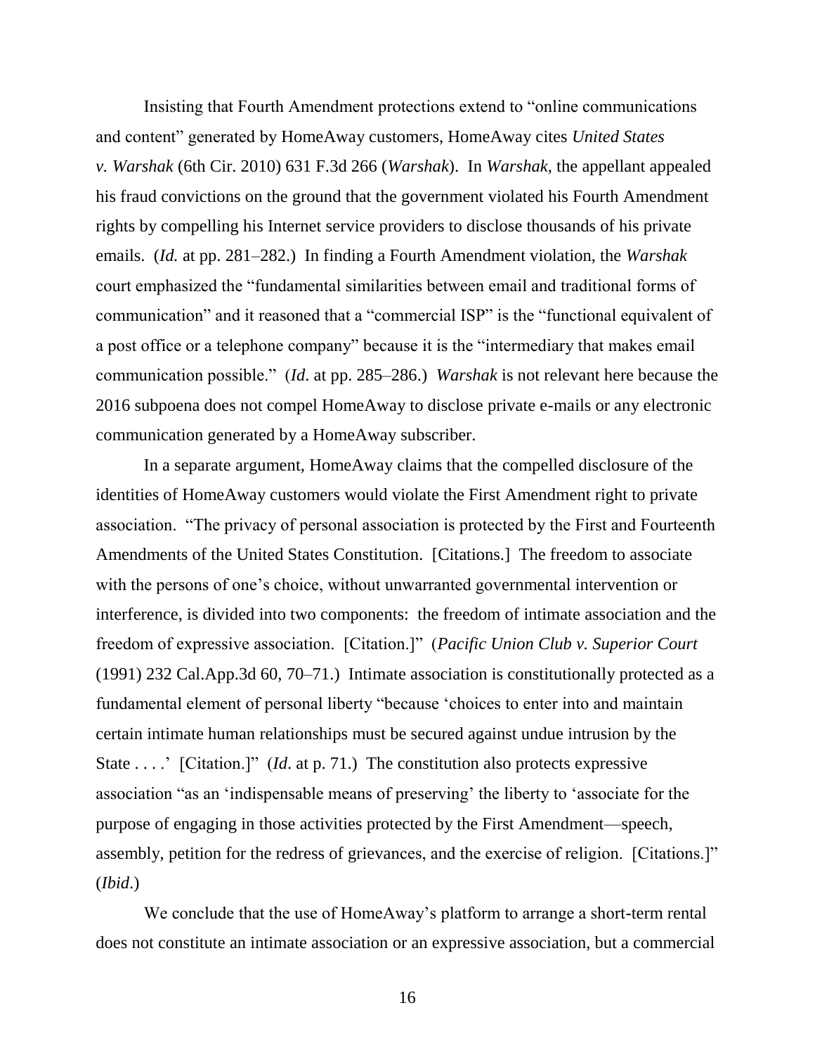Insisting that Fourth Amendment protections extend to "online communications and content" generated by HomeAway customers, HomeAway cites *United States v. Warshak* (6th Cir. 2010) 631 F.3d 266 (*Warshak*). In *Warshak*, the appellant appealed his fraud convictions on the ground that the government violated his Fourth Amendment rights by compelling his Internet service providers to disclose thousands of his private emails. (*Id.* at pp. 281–282.) In finding a Fourth Amendment violation, the *Warshak* court emphasized the "fundamental similarities between email and traditional forms of communication" and it reasoned that a "commercial ISP" is the "functional equivalent of a post office or a telephone company" because it is the "intermediary that makes email communication possible." (*Id*. at pp. 285–286.) *Warshak* is not relevant here because the 2016 subpoena does not compel HomeAway to disclose private e-mails or any electronic communication generated by a HomeAway subscriber.

In a separate argument, HomeAway claims that the compelled disclosure of the identities of HomeAway customers would violate the First Amendment right to private association. "The privacy of personal association is protected by the First and Fourteenth Amendments of the United States Constitution. [Citations.] The freedom to associate with the persons of one's choice, without unwarranted governmental intervention or interference, is divided into two components: the freedom of intimate association and the freedom of expressive association. [Citation.]" (*Pacific Union Club v. Superior Court* (1991) 232 Cal.App.3d 60, 70–71.) Intimate association is constitutionally protected as a fundamental element of personal liberty "because 'choices to enter into and maintain certain intimate human relationships must be secured against undue intrusion by the State . . . .' [Citation.]" (*Id*. at p. 71.) The constitution also protects expressive association "as an 'indispensable means of preserving' the liberty to 'associate for the purpose of engaging in those activities protected by the First Amendment—speech, assembly, petition for the redress of grievances, and the exercise of religion. [Citations.]" (*Ibid*.)

We conclude that the use of HomeAway's platform to arrange a short-term rental does not constitute an intimate association or an expressive association, but a commercial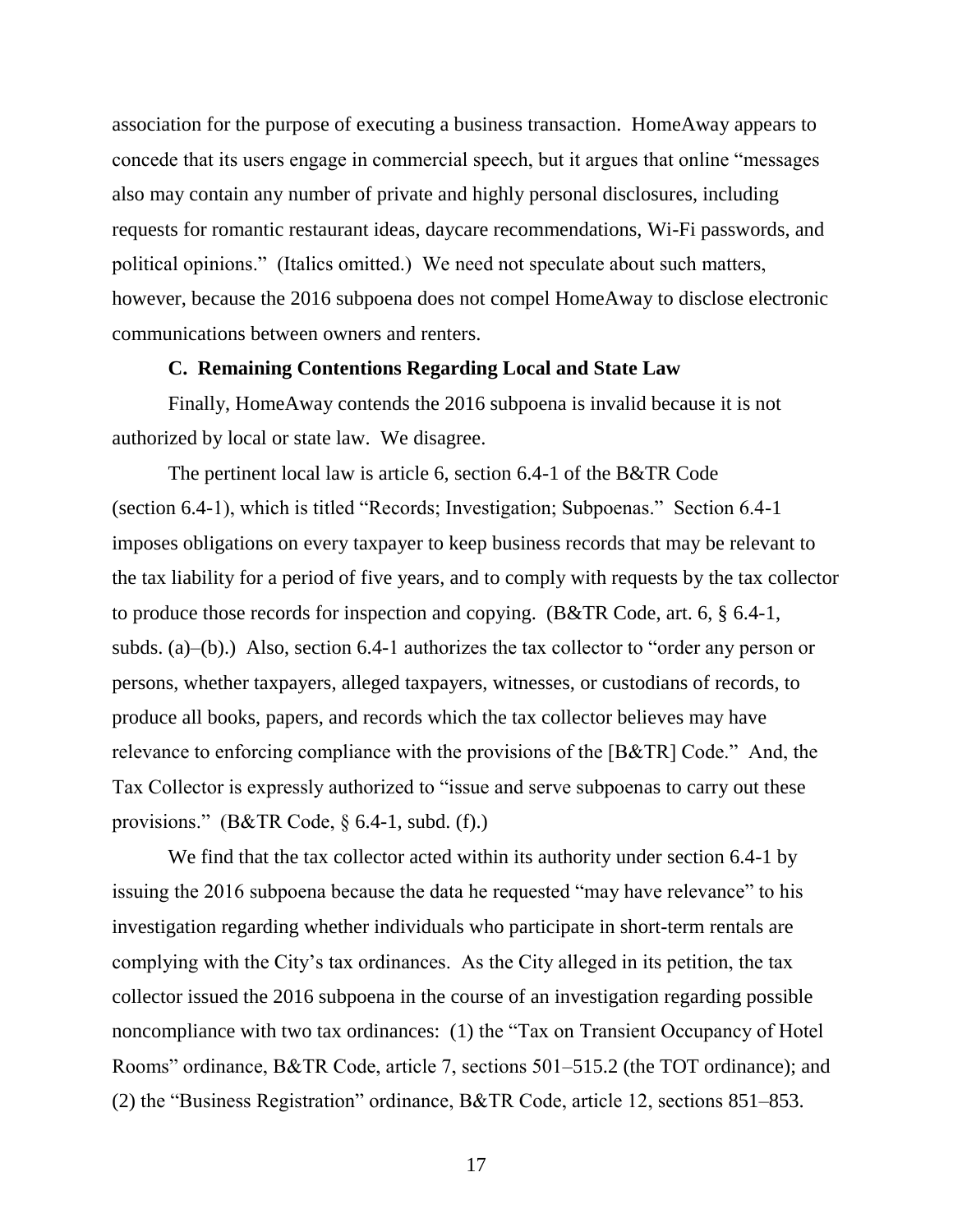association for the purpose of executing a business transaction. HomeAway appears to concede that its users engage in commercial speech, but it argues that online "messages also may contain any number of private and highly personal disclosures, including requests for romantic restaurant ideas, daycare recommendations, Wi-Fi passwords, and political opinions." (Italics omitted.) We need not speculate about such matters, however, because the 2016 subpoena does not compel HomeAway to disclose electronic communications between owners and renters.

### C. Remaining Contentions Regarding Local and State Law

Finally, HomeAway contends the 2016 subpoena is invalid because it is not authorized by local or state law. We disagree.

The pertinent local law is article 6, section 6.4-1 of the B&TR Code (section 6.4-1), which is titled "Records; Investigation; Subpoenas." Section 6.4-1 imposes obligations on every taxpayer to keep business records that may be relevant to the tax liability for a period of five years, and to comply with requests by the tax collector to produce those records for inspection and copying. (B&TR Code, art. 6, § 6.4-1, subds. (a)–(b).) Also, section 6.4-1 authorizes the tax collector to "order any person or persons, whether taxpayers, alleged taxpayers, witnesses, or custodians of records, to produce all books, papers, and records which the tax collector believes may have relevance to enforcing compliance with the provisions of the [B&TR] Code." And, the Tax Collector is expressly authorized to "issue and serve subpoenas to carry out these provisions." (B&TR Code, § 6.4-1, subd. (f).)

We find that the tax collector acted within its authority under section 6.4-1 by issuing the 2016 subpoena because the data he requested "may have relevance" to his investigation regarding whether individuals who participate in short-term rentals are complying with the City's tax ordinances. As the City alleged in its petition, the tax collector issued the 2016 subpoena in the course of an investigation regarding possible noncompliance with two tax ordinances: (1) the "Tax on Transient Occupancy of Hotel Rooms" ordinance, B&TR Code, article 7, sections 501–515.2 (the TOT ordinance); and (2) the "Business Registration" ordinance, B&TR Code, article 12, sections 851–853.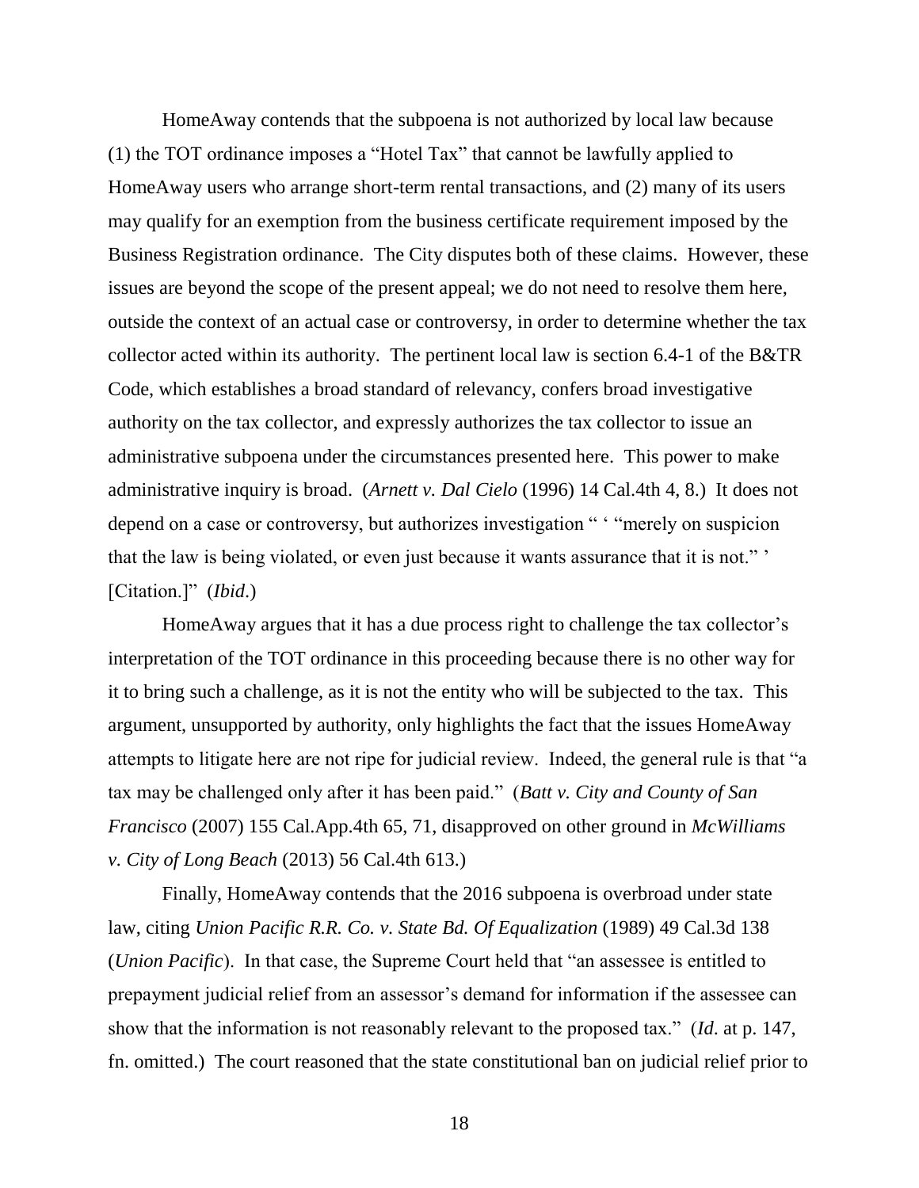HomeAway contends that the subpoena is not authorized by local law because (1) the TOT ordinance imposes a "Hotel Tax" that cannot be lawfully applied to HomeAway users who arrange short-term rental transactions, and (2) many of its users may qualify for an exemption from the business certificate requirement imposed by the Business Registration ordinance. The City disputes both of these claims. However, these issues are beyond the scope of the present appeal; we do not need to resolve them here, outside the context of an actual case or controversy, in order to determine whether the tax collector acted within its authority. The pertinent local law is section 6.4-1 of the B&TR Code, which establishes a broad standard of relevancy, confers broad investigative authority on the tax collector, and expressly authorizes the tax collector to issue an administrative subpoena under the circumstances presented here. This power to make administrative inquiry is broad. (*Arnett v. Dal Cielo* (1996) 14 Cal.4th 4, 8.) It does not depend on a case or controversy, but authorizes investigation " ' "merely on suspicion that the law is being violated, or even just because it wants assurance that it is not." ' [Citation.]" (*Ibid.*)

HomeAway argues that it has a due process right to challenge the tax collector's interpretation of the TOT ordinance in this proceeding because there is no other way for it to bring such a challenge, as it is not the entity who will be subjected to the tax. This argument, unsupported by authority, only highlights the fact that the issues HomeAway attempts to litigate here are not ripe for judicial review. Indeed, the general rule is that "a tax may be challenged only after it has been paid." (*Batt v. City and County of San Francisco* (2007) 155 Cal.App.4th 65, 71, disapproved on other ground in *McWilliams v. City of Long Beach* (2013) 56 Cal.4th 613.)

Finally, HomeAway contends that the 2016 subpoena is overbroad under state law, citing *Union Pacific R.R. Co. v. State Bd. Of Equalization* (1989) 49 Cal.3d 138 (*Union Pacific*). In that case, the Supreme Court held that "an assessee is entitled to prepayment judicial relief from an assessor's demand for information if the assessee can show that the information is not reasonably relevant to the proposed tax." (*Id*. at p. 147, fn. omitted.) The court reasoned that the state constitutional ban on judicial relief prior to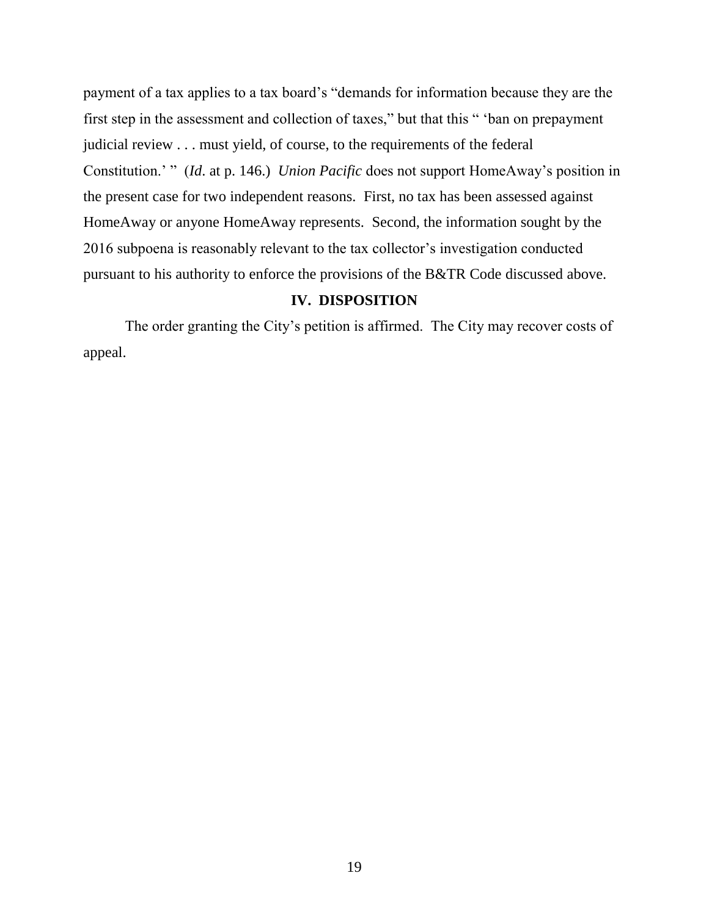payment of a tax applies to a tax board's "demands for information because they are the first step in the assessment and collection of taxes," but that this " 'ban on prepayment judicial review . . . must yield, of course, to the requirements of the federal Constitution.' " (*Id*. at p. 146.) *Union Pacific* does not support HomeAway's position in the present case for two independent reasons. First, no tax has been assessed against HomeAway or anyone HomeAway represents. Second, the information sought by the 2016 subpoena is reasonably relevant to the tax collector's investigation conducted pursuant to his authority to enforce the provisions of the B&TR Code discussed above.

## IV. DISPOSITION

The order granting the City's petition is affirmed. The City may recover costs of appeal.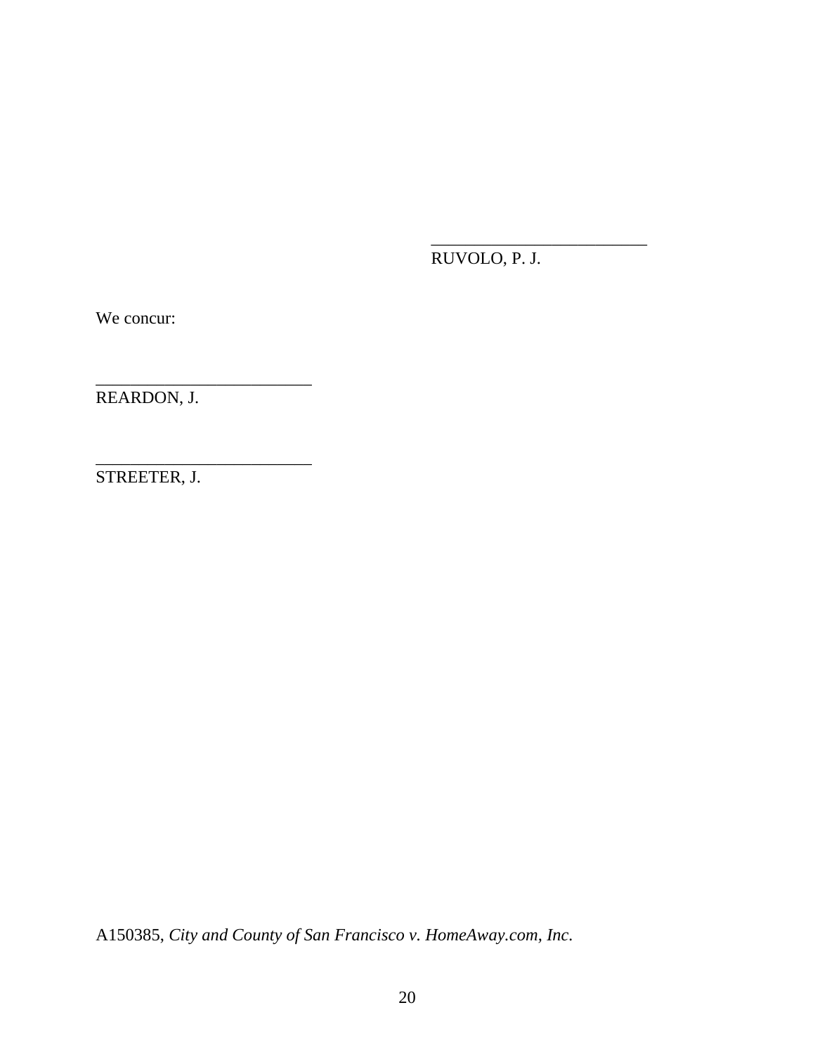\_\_\_\_\_\_\_\_\_\_\_\_\_\_\_\_\_\_\_\_\_\_\_\_\_
RUVOLO, P. J.

We concur:

\_\_\_\_\_\_\_\_\_\_\_\_\_\_\_\_\_\_\_\_\_\_\_\_\_
REARDON, J.

\_\_\_\_\_\_\_\_\_\_\_\_\_\_\_\_\_\_\_\_\_\_\_\_\_
STREETER, J.

A150385, *City and County of San Francisco v. HomeAway.com, Inc.*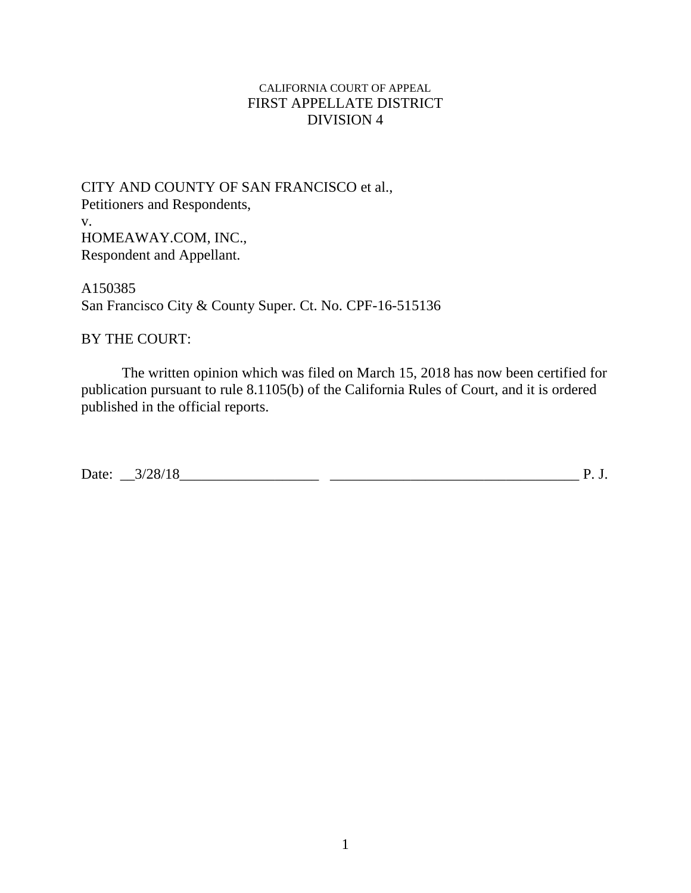CALIFORNIA COURT OF APPEAL
FIRST APPELLATE DISTRICT
DIVISION 4

CITY AND COUNTY OF SAN FRANCISCO et al.,
Petitioners and Respondents,
v.
HOMEAWAY.COM, INC.,
Respondent and Appellant.

A150385
San Francisco City & County Super. Ct. No. CPF-16-515136

BY THE COURT:

The written opinion which was filed on March 15, 2018 has now been certified for publication pursuant to rule 8.1105(b) of the California Rules of Court, and it is ordered published in the official reports.

Date: __3/28/18___________________ __________________________________ P. J.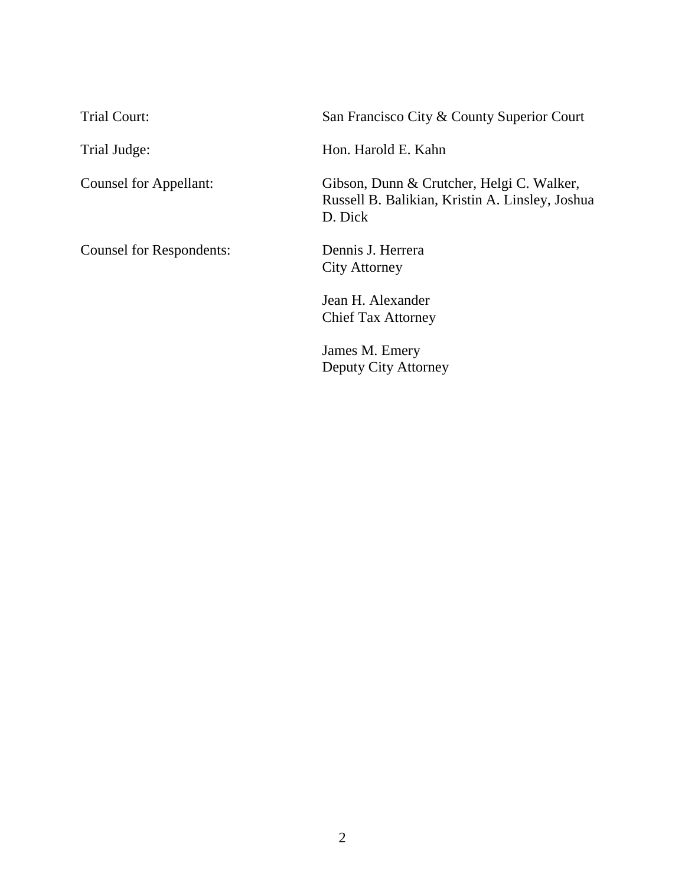| | |
|---|---|
| Trial Court: | San Francisco City & County Superior Court |
| Trial Judge: | Hon. Harold E. Kahn |
| Counsel for Appellant: | Gibson, Dunn & Crutcher, Helgi C. Walker, Russell B. Balikian, Kristin A. Linsley, Joshua D. Dick |
| Counsel for Respondents: | Dennis J. Herrera<br>City Attorney<br><br>Jean H. Alexander<br>Chief Tax Attorney<br><br>James M. Emery<br>Deputy City Attorney |